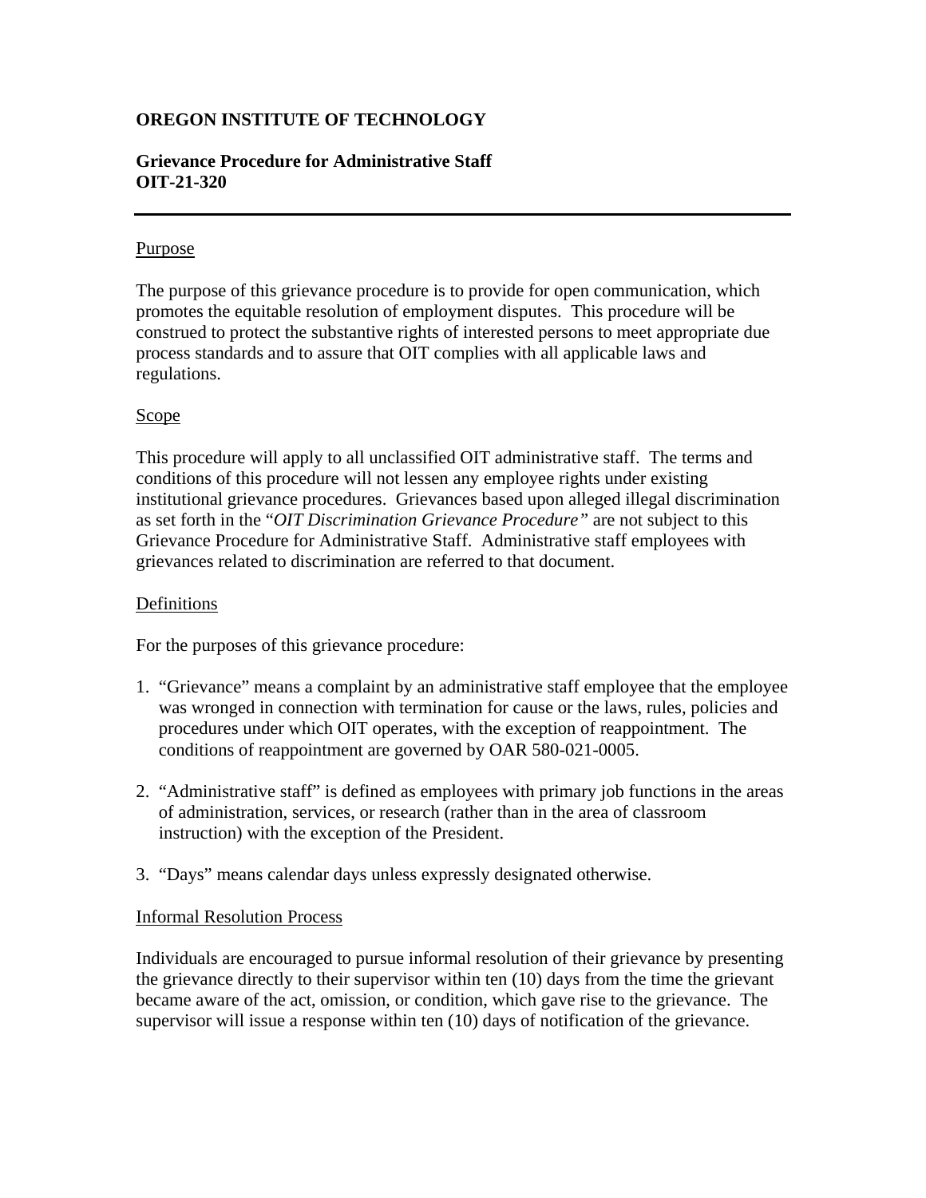**OREGON INSTITUTE OF TECHNOLOGY**

**Grievance Procedure for Administrative Staff**
**OIT-21-320**

---

Purpose

The purpose of this grievance procedure is to provide for open communication, which promotes the equitable resolution of employment disputes. This procedure will be construed to protect the substantive rights of interested persons to meet appropriate due process standards and to assure that OIT complies with all applicable laws and regulations.

Scope

This procedure will apply to all unclassified OIT administrative staff. The terms and conditions of this procedure will not lessen any employee rights under existing institutional grievance procedures. Grievances based upon alleged illegal discrimination as set forth in the "*OIT Discrimination Grievance Procedure"* are not subject to this Grievance Procedure for Administrative Staff. Administrative staff employees with grievances related to discrimination are referred to that document.

Definitions

For the purposes of this grievance procedure:

1. "Grievance" means a complaint by an administrative staff employee that the employee was wronged in connection with termination for cause or the laws, rules, policies and procedures under which OIT operates, with the exception of reappointment. The conditions of reappointment are governed by OAR 580-021-0005.

2. "Administrative staff" is defined as employees with primary job functions in the areas of administration, services, or research (rather than in the area of classroom instruction) with the exception of the President.

3. "Days" means calendar days unless expressly designated otherwise.

Informal Resolution Process

Individuals are encouraged to pursue informal resolution of their grievance by presenting the grievance directly to their supervisor within ten (10) days from the time the grievant became aware of the act, omission, or condition, which gave rise to the grievance. The supervisor will issue a response within ten (10) days of notification of the grievance.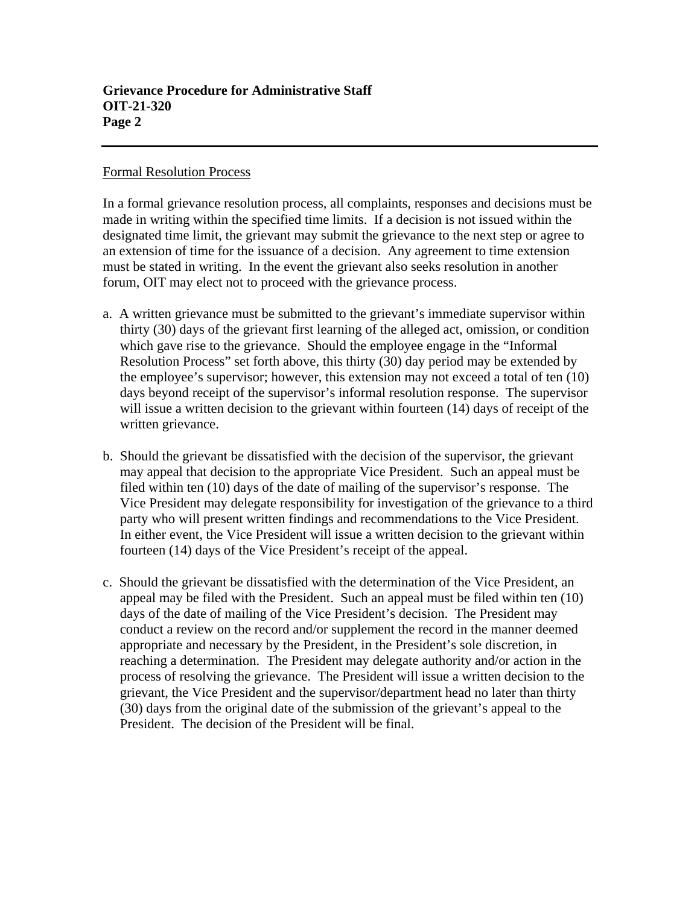Formal Resolution Process

In a formal grievance resolution process, all complaints, responses and decisions must be made in writing within the specified time limits. If a decision is not issued within the designated time limit, the grievant may submit the grievance to the next step or agree to an extension of time for the issuance of a decision. Any agreement to time extension must be stated in writing. In the event the grievant also seeks resolution in another forum, OIT may elect not to proceed with the grievance process.

a. A written grievance must be submitted to the grievant's immediate supervisor within thirty (30) days of the grievant first learning of the alleged act, omission, or condition which gave rise to the grievance. Should the employee engage in the "Informal Resolution Process" set forth above, this thirty (30) day period may be extended by the employee's supervisor; however, this extension may not exceed a total of ten (10) days beyond receipt of the supervisor's informal resolution response. The supervisor will issue a written decision to the grievant within fourteen (14) days of receipt of the written grievance.

b. Should the grievant be dissatisfied with the decision of the supervisor, the grievant may appeal that decision to the appropriate Vice President. Such an appeal must be filed within ten (10) days of the date of mailing of the supervisor's response. The Vice President may delegate responsibility for investigation of the grievance to a third party who will present written findings and recommendations to the Vice President. In either event, the Vice President will issue a written decision to the grievant within fourteen (14) days of the Vice President's receipt of the appeal.

c. Should the grievant be dissatisfied with the determination of the Vice President, an appeal may be filed with the President. Such an appeal must be filed within ten (10) days of the date of mailing of the Vice President's decision. The President may conduct a review on the record and/or supplement the record in the manner deemed appropriate and necessary by the President, in the President's sole discretion, in reaching a determination. The President may delegate authority and/or action in the process of resolving the grievance. The President will issue a written decision to the grievant, the Vice President and the supervisor/department head no later than thirty (30) days from the original date of the submission of the grievant's appeal to the President. The decision of the President will be final.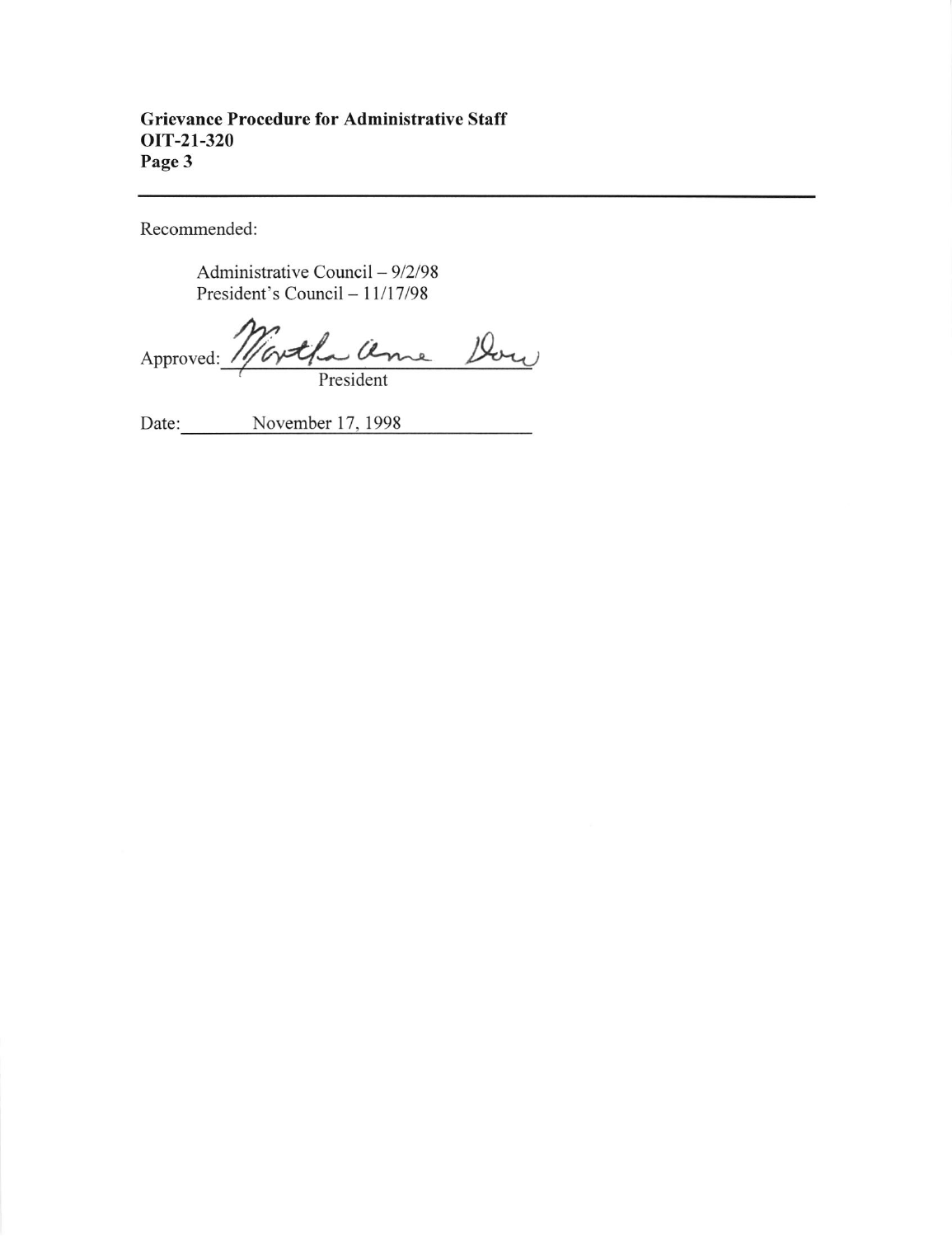Recommended:

Administrative Council – 9/2/98
President's Council – 11/17/98

Approved: Martha Anne Dow
President

Date: November 17, 1998